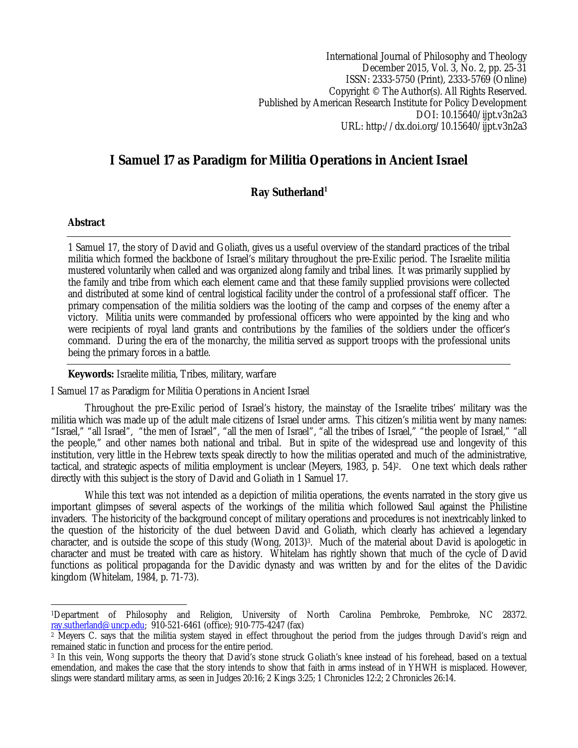International Journal of Philosophy and Theology
December 2015, Vol. 3, No. 2, pp. 25-31
ISSN: 2333-5750 (Print), 2333-5769 (Online)
Copyright © The Author(s). All Rights Reserved.
Published by American Research Institute for Policy Development
DOI: 10.15640/ijpt.v3n2a3
URL: http://dx.doi.org/10.15640/ijpt.v3n2a3

# I Samuel 17 as Paradigm for Militia Operations in Ancient Israel

**Ray Sutherland**[1]

## Abstract

1 Samuel 17, the story of David and Goliath, gives us a useful overview of the standard practices of the tribal militia which formed the backbone of Israel's military throughout the pre-Exilic period. The Israelite militia mustered voluntarily when called and was organized along family and tribal lines. It was primarily supplied by the family and tribe from which each element came and that these family supplied provisions were collected and distributed at some kind of central logistical facility under the control of a professional staff officer. The primary compensation of the militia soldiers was the looting of the camp and corpses of the enemy after a victory. Militia units were commanded by professional officers who were appointed by the king and who were recipients of royal land grants and contributions by the families of the soldiers under the officer's command. During the era of the monarchy, the militia served as support troops with the professional units being the primary forces in a battle.

**Keywords:** Israelite militia, Tribes, military, warfare

I Samuel 17 as Paradigm for Militia Operations in Ancient Israel

Throughout the pre-Exilic period of Israel's history, the mainstay of the Israelite tribes' military was the militia which was made up of the adult male citizens of Israel under arms. This citizen's militia went by many names: "Israel," "all Israel", "the men of Israel", "all the men of Israel", "all the tribes of Israel," "the people of Israel," "all the people," and other names both national and tribal. But in spite of the widespread use and longevity of this institution, very little in the Hebrew texts speak directly to how the militias operated and much of the administrative, tactical, and strategic aspects of militia employment is unclear (Meyers, 1983, p. 54)[2]. One text which deals rather directly with this subject is the story of David and Goliath in 1 Samuel 17.

While this text was not intended as a depiction of militia operations, the events narrated in the story give us important glimpses of several aspects of the workings of the militia which followed Saul against the Philistine invaders. The historicity of the background concept of military operations and procedures is not inextricably linked to the question of the historicity of the duel between David and Goliath, which clearly has achieved a legendary character, and is outside the scope of this study (Wong, 2013)[3]. Much of the material about David is apologetic in character and must be treated with care as history. Whitelam has rightly shown that much of the cycle of David functions as political propaganda for the Davidic dynasty and was written by and for the elites of the Davidic kingdom (Whitelam, 1984, p. 71-73).

---

[1] Department of Philosophy and Religion, University of North Carolina Pembroke, Pembroke, NC 28372. ray.sutherland@uncp.edu; 910-521-6461 (office); 910-775-4247 (fax)

[2] Meyers C. says that the militia system stayed in effect throughout the period from the judges through David's reign and remained static in function and process for the entire period.

[3] In this vein, Wong supports the theory that David's stone struck Goliath's knee instead of his forehead, based on a textual emendation, and makes the case that the story intends to show that faith in arms instead of in YHWH is misplaced. However, slings were standard military arms, as seen in Judges 20:16; 2 Kings 3:25; 1 Chronicles 12:2; 2 Chronicles 26:14.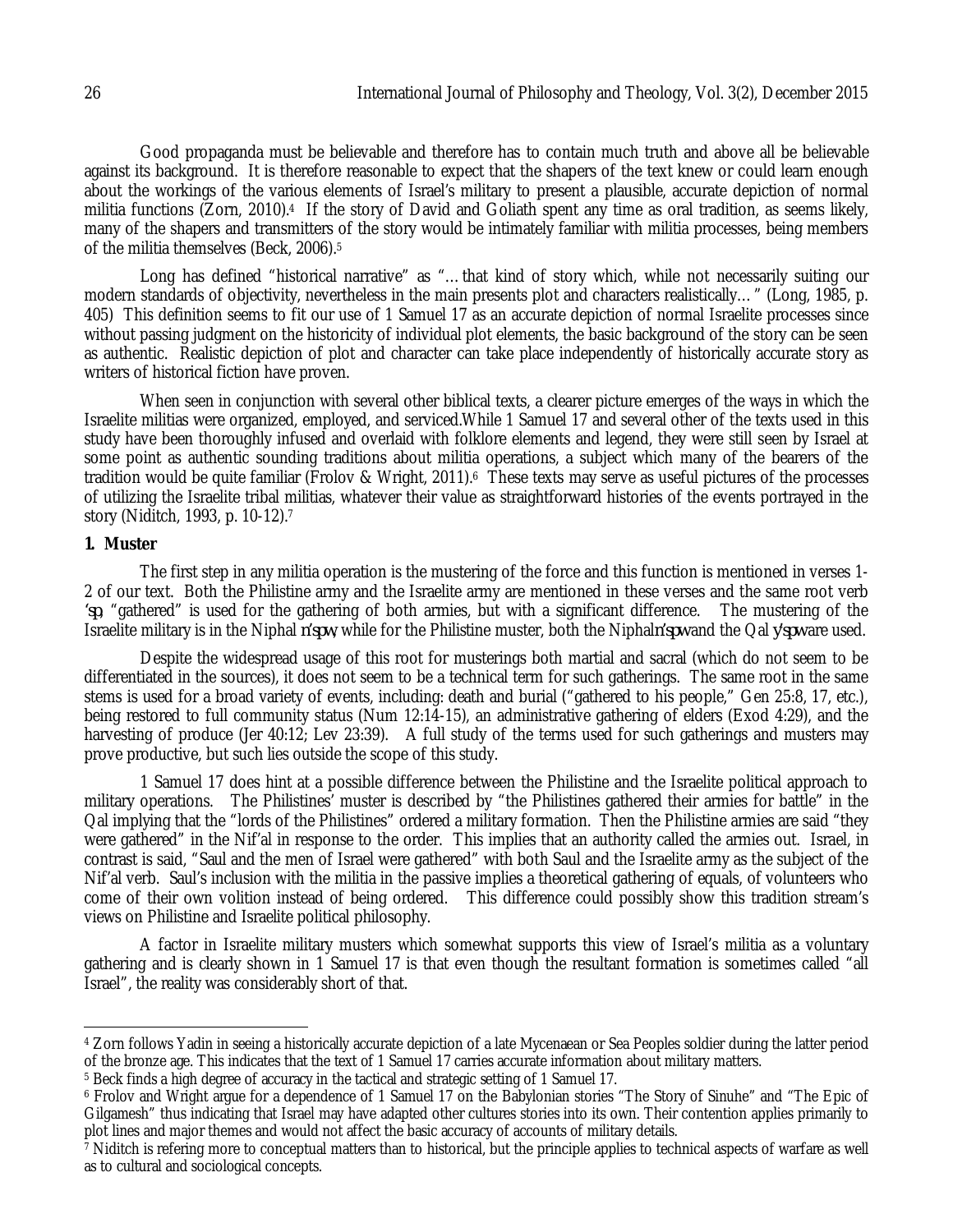Good propaganda must be believable and therefore has to contain much truth and above all be believable against its background. It is therefore reasonable to expect that the shapers of the text knew or could learn enough about the workings of the various elements of Israel's military to present a plausible, accurate depiction of normal militia functions (Zorn, 2010).[4] If the story of David and Goliath spent any time as oral tradition, as seems likely, many of the shapers and transmitters of the story would be intimately familiar with militia processes, being members of the militia themselves (Beck, 2006).[5]

Long has defined "historical narrative" as "…that kind of story which, while not necessarily suiting our modern standards of objectivity, nevertheless in the main presents plot and characters realistically…" (Long, 1985, p. 405) This definition seems to fit our use of 1 Samuel 17 as an accurate depiction of normal Israelite processes since without passing judgment on the historicity of individual plot elements, the basic background of the story can be seen as authentic. Realistic depiction of plot and character can take place independently of historically accurate story as writers of historical fiction have proven.

When seen in conjunction with several other biblical texts, a clearer picture emerges of the ways in which the Israelite militias were organized, employed, and serviced.While 1 Samuel 17 and several other of the texts used in this study have been thoroughly infused and overlaid with folklore elements and legend, they were still seen by Israel at some point as authentic sounding traditions about militia operations, a subject which many of the bearers of the tradition would be quite familiar (Frolov & Wright, 2011).[6] These texts may serve as useful pictures of the processes of utilizing the Israelite tribal militias, whatever their value as straightforward histories of the events portrayed in the story (Niditch, 1993, p. 10-12).[7]

**1. Muster**

The first step in any militia operation is the mustering of the force and this function is mentioned in verses 1-2 of our text. Both the Philistine army and the Israelite army are mentioned in these verses and the same root verb *'sp*, "gathered" is used for the gathering of both armies, but with a significant difference. The mustering of the Israelite military is in the Niphal *n'spw*, while for the Philistine muster, both the Niphal*n'spw*and the Qal *y'spw*are used.

Despite the widespread usage of this root for musterings both martial and sacral (which do not seem to be differentiated in the sources), it does not seem to be a technical term for such gatherings. The same root in the same stems is used for a broad variety of events, including: death and burial ("gathered to his people," Gen 25:8, 17, etc.), being restored to full community status (Num 12:14-15), an administrative gathering of elders (Exod 4:29), and the harvesting of produce (Jer 40:12; Lev 23:39). A full study of the terms used for such gatherings and musters may prove productive, but such lies outside the scope of this study.

1 Samuel 17 does hint at a possible difference between the Philistine and the Israelite political approach to military operations. The Philistines' muster is described by "the Philistines gathered their armies for battle" in the Qal implying that the "lords of the Philistines" ordered a military formation. Then the Philistine armies are said "they were gathered" in the Nif'al in response to the order. This implies that an authority called the armies out. Israel, in contrast is said, "Saul and the men of Israel were gathered" with both Saul and the Israelite army as the subject of the Nif'al verb. Saul's inclusion with the militia in the passive implies a theoretical gathering of equals, of volunteers who come of their own volition instead of being ordered. This difference could possibly show this tradition stream's views on Philistine and Israelite political philosophy.

A factor in Israelite military musters which somewhat supports this view of Israel's militia as a voluntary gathering and is clearly shown in 1 Samuel 17 is that even though the resultant formation is sometimes called "all Israel", the reality was considerably short of that.

---

[4] Zorn follows Yadin in seeing a historically accurate depiction of a late Mycenaean or Sea Peoples soldier during the latter period of the bronze age. This indicates that the text of 1 Samuel 17 carries accurate information about military matters.

[5] Beck finds a high degree of accuracy in the tactical and strategic setting of 1 Samuel 17.

[6] Frolov and Wright argue for a dependence of 1 Samuel 17 on the Babylonian stories "The Story of Sinuhe" and "The Epic of Gilgamesh" thus indicating that Israel may have adapted other cultures stories into its own. Their contention applies primarily to plot lines and major themes and would not affect the basic accuracy of accounts of military details.

[7] Niditch is refering more to conceptual matters than to historical, but the principle applies to technical aspects of warfare as well as to cultural and sociological concepts.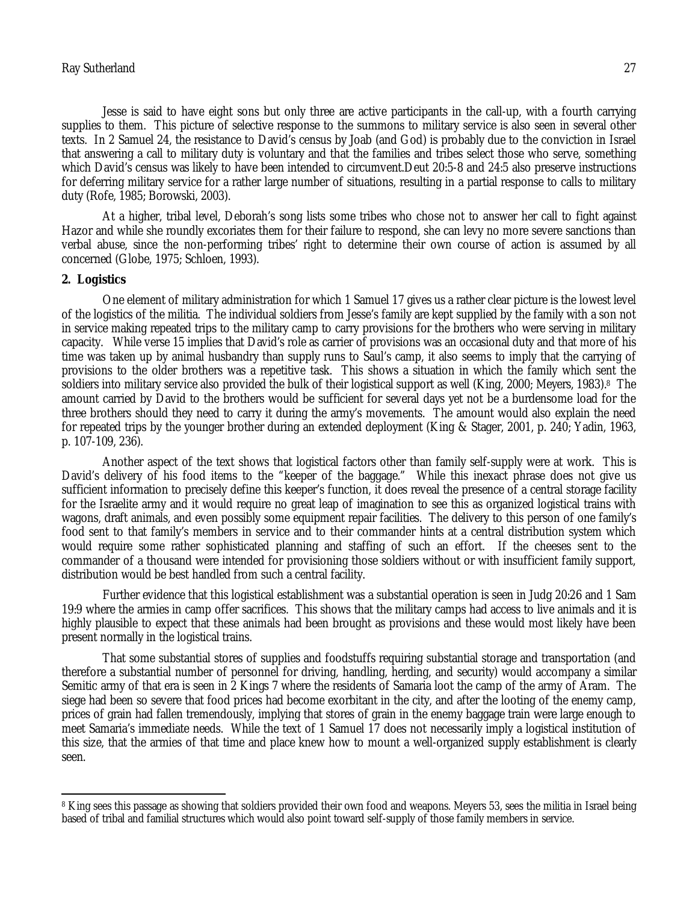Jesse is said to have eight sons but only three are active participants in the call-up, with a fourth carrying supplies to them. This picture of selective response to the summons to military service is also seen in several other texts. In 2 Samuel 24, the resistance to David's census by Joab (and God) is probably due to the conviction in Israel that answering a call to military duty is voluntary and that the families and tribes select those who serve, something which David's census was likely to have been intended to circumvent.Deut 20:5-8 and 24:5 also preserve instructions for deferring military service for a rather large number of situations, resulting in a partial response to calls to military duty (Rofe, 1985; Borowski, 2003).

At a higher, tribal level, Deborah's song lists some tribes who chose not to answer her call to fight against Hazor and while she roundly excoriates them for their failure to respond, she can levy no more severe sanctions than verbal abuse, since the non-performing tribes' right to determine their own course of action is assumed by all concerned (Globe, 1975; Schloen, 1993).

**2. Logistics**

One element of military administration for which 1 Samuel 17 gives us a rather clear picture is the lowest level of the logistics of the militia. The individual soldiers from Jesse's family are kept supplied by the family with a son not in service making repeated trips to the military camp to carry provisions for the brothers who were serving in military capacity. While verse 15 implies that David's role as carrier of provisions was an occasional duty and that more of his time was taken up by animal husbandry than supply runs to Saul's camp, it also seems to imply that the carrying of provisions to the older brothers was a repetitive task. This shows a situation in which the family which sent the soldiers into military service also provided the bulk of their logistical support as well (King, 2000; Meyers, 1983).[8] The amount carried by David to the brothers would be sufficient for several days yet not be a burdensome load for the three brothers should they need to carry it during the army's movements. The amount would also explain the need for repeated trips by the younger brother during an extended deployment (King & Stager, 2001, p. 240; Yadin, 1963, p. 107-109, 236).

Another aspect of the text shows that logistical factors other than family self-supply were at work. This is David's delivery of his food items to the "keeper of the baggage." While this inexact phrase does not give us sufficient information to precisely define this keeper's function, it does reveal the presence of a central storage facility for the Israelite army and it would require no great leap of imagination to see this as organized logistical trains with wagons, draft animals, and even possibly some equipment repair facilities. The delivery to this person of one family's food sent to that family's members in service and to their commander hints at a central distribution system which would require some rather sophisticated planning and staffing of such an effort. If the cheeses sent to the commander of a thousand were intended for provisioning those soldiers without or with insufficient family support, distribution would be best handled from such a central facility.

Further evidence that this logistical establishment was a substantial operation is seen in Judg 20:26 and 1 Sam 19:9 where the armies in camp offer sacrifices. This shows that the military camps had access to live animals and it is highly plausible to expect that these animals had been brought as provisions and these would most likely have been present normally in the logistical trains.

That some substantial stores of supplies and foodstuffs requiring substantial storage and transportation (and therefore a substantial number of personnel for driving, handling, herding, and security) would accompany a similar Semitic army of that era is seen in 2 Kings 7 where the residents of Samaria loot the camp of the army of Aram. The siege had been so severe that food prices had become exorbitant in the city, and after the looting of the enemy camp, prices of grain had fallen tremendously, implying that stores of grain in the enemy baggage train were large enough to meet Samaria's immediate needs. While the text of 1 Samuel 17 does not necessarily imply a logistical institution of this size, that the armies of that time and place knew how to mount a well-organized supply establishment is clearly seen.

---

[8] King sees this passage as showing that soldiers provided their own food and weapons. Meyers 53, sees the militia in Israel being based of tribal and familial structures which would also point toward self-supply of those family members in service.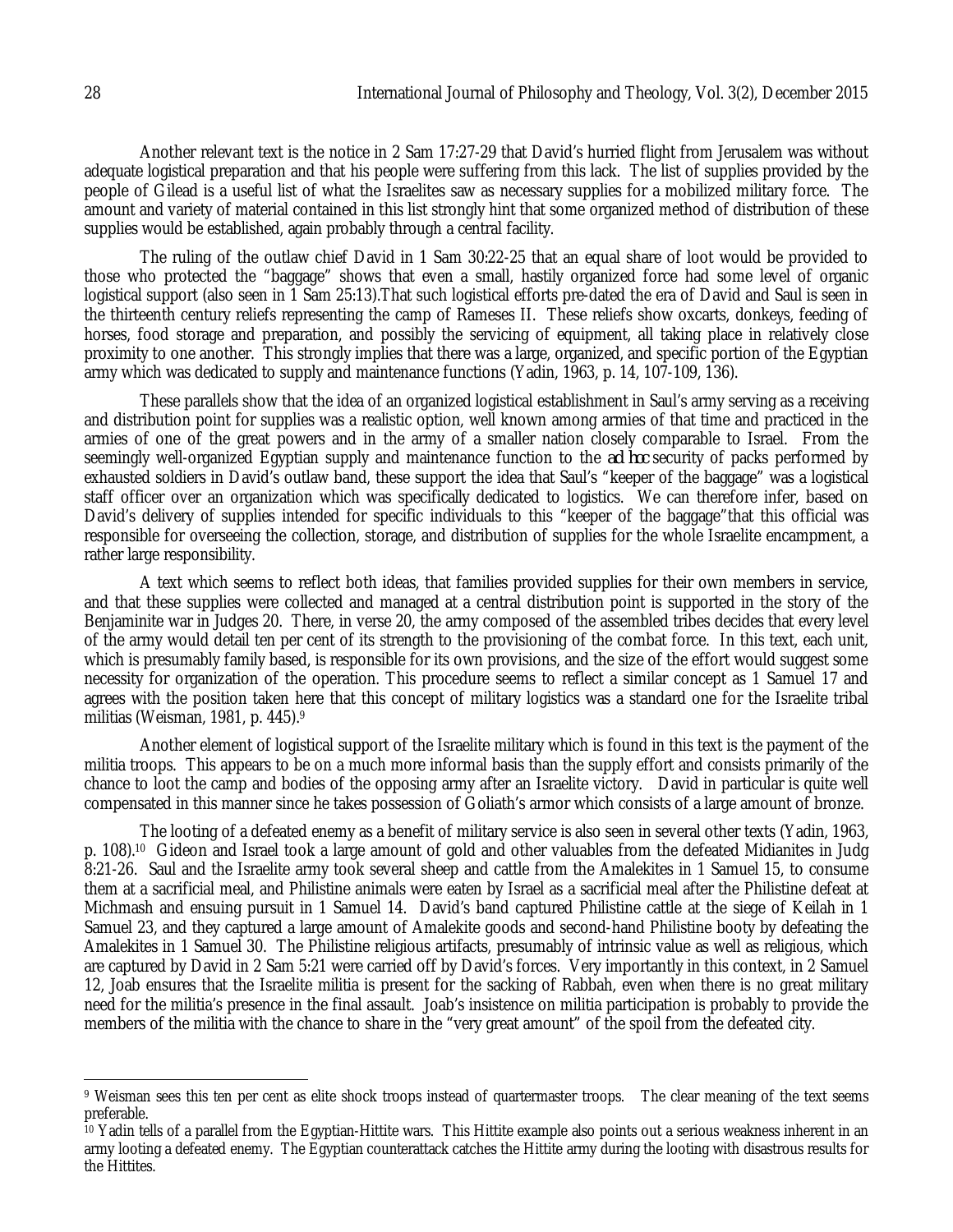Another relevant text is the notice in 2 Sam 17:27-29 that David's hurried flight from Jerusalem was without adequate logistical preparation and that his people were suffering from this lack. The list of supplies provided by the people of Gilead is a useful list of what the Israelites saw as necessary supplies for a mobilized military force. The amount and variety of material contained in this list strongly hint that some organized method of distribution of these supplies would be established, again probably through a central facility.

The ruling of the outlaw chief David in 1 Sam 30:22-25 that an equal share of loot would be provided to those who protected the "baggage" shows that even a small, hastily organized force had some level of organic logistical support (also seen in 1 Sam 25:13).That such logistical efforts pre-dated the era of David and Saul is seen in the thirteenth century reliefs representing the camp of Rameses II. These reliefs show oxcarts, donkeys, feeding of horses, food storage and preparation, and possibly the servicing of equipment, all taking place in relatively close proximity to one another. This strongly implies that there was a large, organized, and specific portion of the Egyptian army which was dedicated to supply and maintenance functions (Yadin, 1963, p. 14, 107-109, 136).

These parallels show that the idea of an organized logistical establishment in Saul's army serving as a receiving and distribution point for supplies was a realistic option, well known among armies of that time and practiced in the armies of one of the great powers and in the army of a smaller nation closely comparable to Israel. From the seemingly well-organized Egyptian supply and maintenance function to the *ad hoc* security of packs performed by exhausted soldiers in David's outlaw band, these support the idea that Saul's "keeper of the baggage" was a logistical staff officer over an organization which was specifically dedicated to logistics. We can therefore infer, based on David's delivery of supplies intended for specific individuals to this "keeper of the baggage"that this official was responsible for overseeing the collection, storage, and distribution of supplies for the whole Israelite encampment, a rather large responsibility.

A text which seems to reflect both ideas, that families provided supplies for their own members in service, and that these supplies were collected and managed at a central distribution point is supported in the story of the Benjaminite war in Judges 20. There, in verse 20, the army composed of the assembled tribes decides that every level of the army would detail ten per cent of its strength to the provisioning of the combat force. In this text, each unit, which is presumably family based, is responsible for its own provisions, and the size of the effort would suggest some necessity for organization of the operation. This procedure seems to reflect a similar concept as 1 Samuel 17 and agrees with the position taken here that this concept of military logistics was a standard one for the Israelite tribal militias (Weisman, 1981, p. 445).[9]

Another element of logistical support of the Israelite military which is found in this text is the payment of the militia troops. This appears to be on a much more informal basis than the supply effort and consists primarily of the chance to loot the camp and bodies of the opposing army after an Israelite victory. David in particular is quite well compensated in this manner since he takes possession of Goliath's armor which consists of a large amount of bronze.

The looting of a defeated enemy as a benefit of military service is also seen in several other texts (Yadin, 1963, p. 108).[10] Gideon and Israel took a large amount of gold and other valuables from the defeated Midianites in Judg 8:21-26. Saul and the Israelite army took several sheep and cattle from the Amalekites in 1 Samuel 15, to consume them at a sacrificial meal, and Philistine animals were eaten by Israel as a sacrificial meal after the Philistine defeat at Michmash and ensuing pursuit in 1 Samuel 14. David's band captured Philistine cattle at the siege of Keilah in 1 Samuel 23, and they captured a large amount of Amalekite goods and second-hand Philistine booty by defeating the Amalekites in 1 Samuel 30. The Philistine religious artifacts, presumably of intrinsic value as well as religious, which are captured by David in 2 Sam 5:21 were carried off by David's forces. Very importantly in this context, in 2 Samuel 12, Joab ensures that the Israelite militia is present for the sacking of Rabbah, even when there is no great military need for the militia's presence in the final assault. Joab's insistence on militia participation is probably to provide the members of the militia with the chance to share in the "very great amount" of the spoil from the defeated city.

---

[9] Weisman sees this ten per cent as elite shock troops instead of quartermaster troops. The clear meaning of the text seems preferable.

[10] Yadin tells of a parallel from the Egyptian-Hittite wars. This Hittite example also points out a serious weakness inherent in an army looting a defeated enemy. The Egyptian counterattack catches the Hittite army during the looting with disastrous results for the Hittites.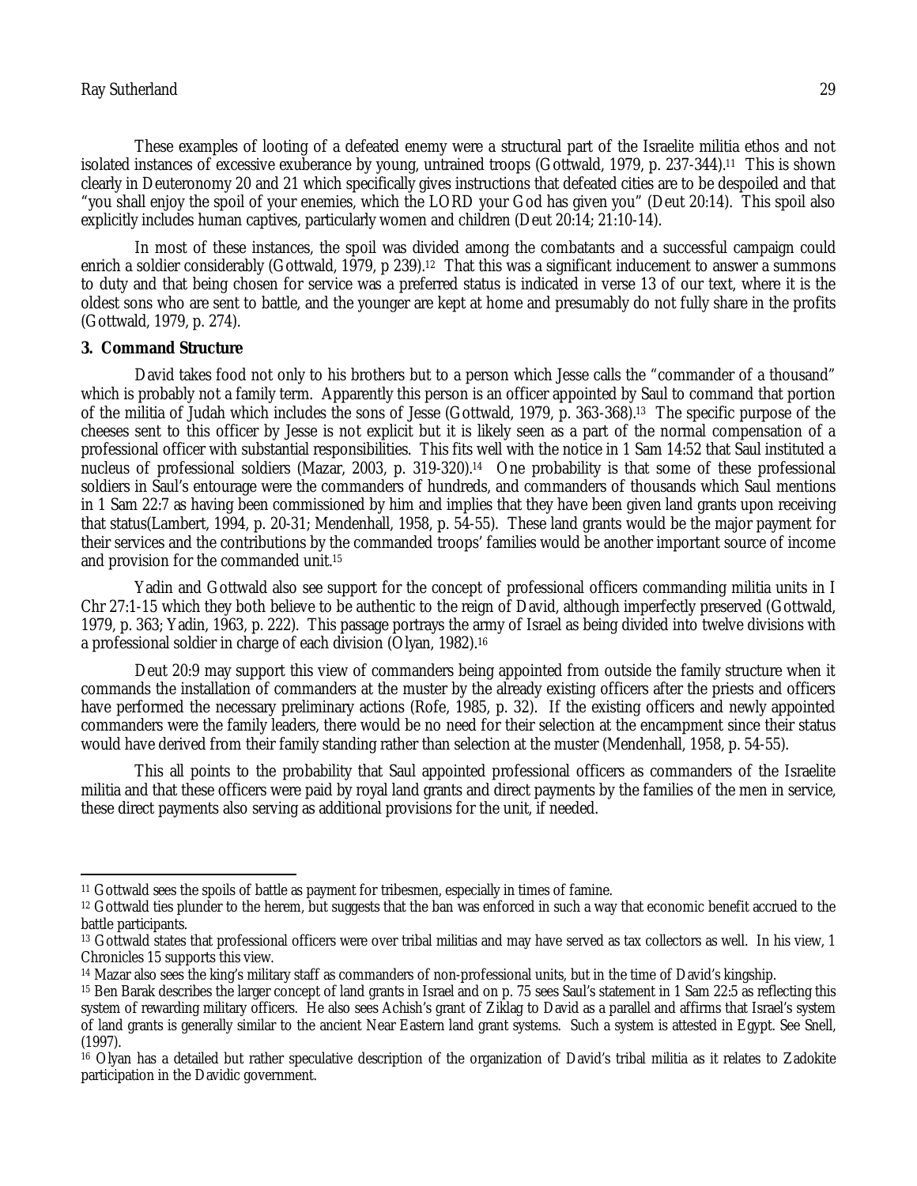These examples of looting of a defeated enemy were a structural part of the Israelite militia ethos and not isolated instances of excessive exuberance by young, untrained troops (Gottwald, 1979, p. 237-344).[11] This is shown clearly in Deuteronomy 20 and 21 which specifically gives instructions that defeated cities are to be despoiled and that "you shall enjoy the spoil of your enemies, which the LORD your God has given you" (Deut 20:14). This spoil also explicitly includes human captives, particularly women and children (Deut 20:14; 21:10-14).

In most of these instances, the spoil was divided among the combatants and a successful campaign could enrich a soldier considerably (Gottwald, 1979, p 239).[12] That this was a significant inducement to answer a summons to duty and that being chosen for service was a preferred status is indicated in verse 13 of our text, where it is the oldest sons who are sent to battle, and the younger are kept at home and presumably do not fully share in the profits (Gottwald, 1979, p. 274).

**3. Command Structure**

David takes food not only to his brothers but to a person which Jesse calls the "commander of a thousand" which is probably not a family term. Apparently this person is an officer appointed by Saul to command that portion of the militia of Judah which includes the sons of Jesse (Gottwald, 1979, p. 363-368).[13] The specific purpose of the cheeses sent to this officer by Jesse is not explicit but it is likely seen as a part of the normal compensation of a professional officer with substantial responsibilities. This fits well with the notice in 1 Sam 14:52 that Saul instituted a nucleus of professional soldiers (Mazar, 2003, p. 319-320).[14] One probability is that some of these professional soldiers in Saul's entourage were the commanders of hundreds, and commanders of thousands which Saul mentions in 1 Sam 22:7 as having been commissioned by him and implies that they have been given land grants upon receiving that status(Lambert, 1994, p. 20-31; Mendenhall, 1958, p. 54-55). These land grants would be the major payment for their services and the contributions by the commanded troops' families would be another important source of income and provision for the commanded unit.[15]

Yadin and Gottwald also see support for the concept of professional officers commanding militia units in I Chr 27:1-15 which they both believe to be authentic to the reign of David, although imperfectly preserved (Gottwald, 1979, p. 363; Yadin, 1963, p. 222). This passage portrays the army of Israel as being divided into twelve divisions with a professional soldier in charge of each division (Olyan, 1982).[16]

Deut 20:9 may support this view of commanders being appointed from outside the family structure when it commands the installation of commanders at the muster by the already existing officers after the priests and officers have performed the necessary preliminary actions (Rofe, 1985, p. 32). If the existing officers and newly appointed commanders were the family leaders, there would be no need for their selection at the encampment since their status would have derived from their family standing rather than selection at the muster (Mendenhall, 1958, p. 54-55).

This all points to the probability that Saul appointed professional officers as commanders of the Israelite militia and that these officers were paid by royal land grants and direct payments by the families of the men in service, these direct payments also serving as additional provisions for the unit, if needed.

---

[11] Gottwald sees the spoils of battle as payment for tribesmen, especially in times of famine.

[12] Gottwald ties plunder to the herem, but suggests that the ban was enforced in such a way that economic benefit accrued to the battle participants.

[13] Gottwald states that professional officers were over tribal militias and may have served as tax collectors as well. In his view, 1 Chronicles 15 supports this view.

[14] Mazar also sees the king's military staff as commanders of non-professional units, but in the time of David's kingship.

[15] Ben Barak describes the larger concept of land grants in Israel and on p. 75 sees Saul's statement in 1 Sam 22:5 as reflecting this system of rewarding military officers. He also sees Achish's grant of Ziklag to David as a parallel and affirms that Israel's system of land grants is generally similar to the ancient Near Eastern land grant systems. Such a system is attested in Egypt. See Snell, (1997).

[16] Olyan has a detailed but rather speculative description of the organization of David's tribal militia as it relates to Zadokite participation in the Davidic government.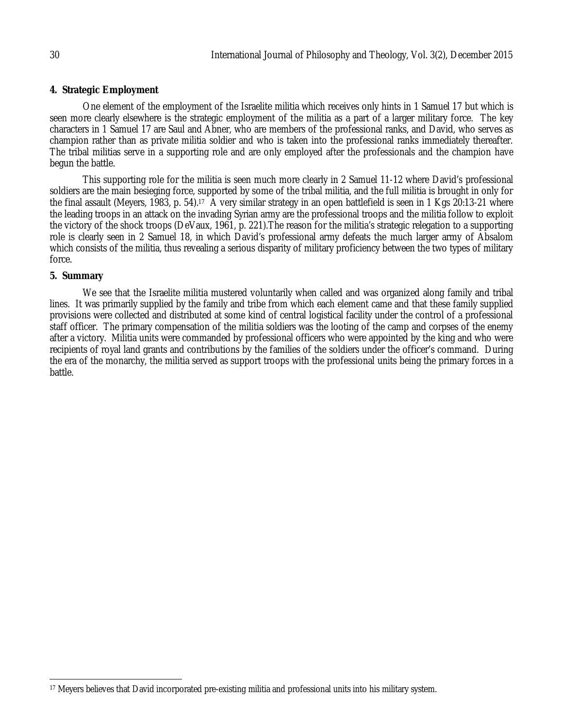## 4. Strategic Employment

One element of the employment of the Israelite militia which receives only hints in 1 Samuel 17 but which is seen more clearly elsewhere is the strategic employment of the militia as a part of a larger military force. The key characters in 1 Samuel 17 are Saul and Abner, who are members of the professional ranks, and David, who serves as champion rather than as private militia soldier and who is taken into the professional ranks immediately thereafter. The tribal militias serve in a supporting role and are only employed after the professionals and the champion have begun the battle.

This supporting role for the militia is seen much more clearly in 2 Samuel 11-12 where David's professional soldiers are the main besieging force, supported by some of the tribal militia, and the full militia is brought in only for the final assault (Meyers, 1983, p. 54).[17] A very similar strategy in an open battlefield is seen in 1 Kgs 20:13-21 where the leading troops in an attack on the invading Syrian army are the professional troops and the militia follow to exploit the victory of the shock troops (DeVaux, 1961, p. 221).The reason for the militia's strategic relegation to a supporting role is clearly seen in 2 Samuel 18, in which David's professional army defeats the much larger army of Absalom which consists of the militia, thus revealing a serious disparity of military proficiency between the two types of military force.

## 5. Summary

We see that the Israelite militia mustered voluntarily when called and was organized along family and tribal lines. It was primarily supplied by the family and tribe from which each element came and that these family supplied provisions were collected and distributed at some kind of central logistical facility under the control of a professional staff officer. The primary compensation of the militia soldiers was the looting of the camp and corpses of the enemy after a victory. Militia units were commanded by professional officers who were appointed by the king and who were recipients of royal land grants and contributions by the families of the soldiers under the officer's command. During the era of the monarchy, the militia served as support troops with the professional units being the primary forces in a battle.

[17] Meyers believes that David incorporated pre-existing militia and professional units into his military system.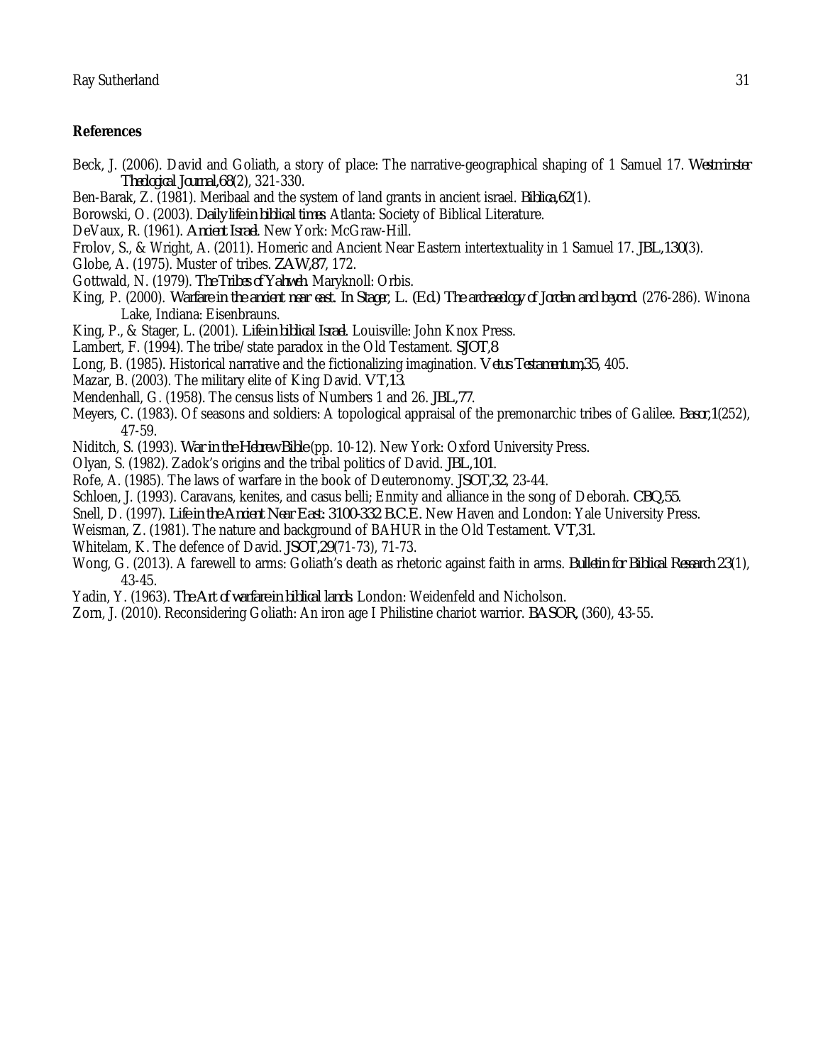**References**

Beck, J. (2006). David and Goliath, a story of place: The narrative-geographical shaping of 1 Samuel 17. *Westminster Theological Journal,68*(2), 321-330.

Ben-Barak, Z. (1981). Meribaal and the system of land grants in ancient israel. *Biblica,62*(1).

Borowski, O. (2003). *Daily life in biblical times*. Atlanta: Society of Biblical Literature.

DeVaux, R. (1961). *Ancient Israel*. New York: McGraw-Hill.

Frolov, S., & Wright, A. (2011). Homeric and Ancient Near Eastern intertextuality in 1 Samuel 17. *JBL,130*(3).

Globe, A. (1975). Muster of tribes. *ZAW,87*, 172.

Gottwald, N. (1979). *The Tribes of Yahweh*. Maryknoll: Orbis.

King, P. (2000). *Warfare in the ancient near east. In Stager, L. (Ed.) The archaeology of Jordan and beyond.* (276-286). Winona Lake, Indiana: Eisenbrauns.

King, P., & Stager, L. (2001). *Life in biblical Israel*. Louisville: John Knox Press.

Lambert, F. (1994). The tribe/state paradox in the Old Testament. *SJOT,8*

Long, B. (1985). Historical narrative and the fictionalizing imagination. *Vetus Testamentum,35*, 405.

Mazar, B. (2003). The military elite of King David. *VT,13*.

Mendenhall, G. (1958). The census lists of Numbers 1 and 26. *JBL,77*.

Meyers, C. (1983). Of seasons and soldiers: A topological appraisal of the premonarchic tribes of Galilee. *Basor,1*(252), 47-59.

Niditch, S. (1993). *War in the Hebrew Bible* (pp. 10-12). New York: Oxford University Press.

Olyan, S. (1982). Zadok's origins and the tribal politics of David. *JBL,101*.

Rofe, A. (1985). The laws of warfare in the book of Deuteronomy. *JSOT,32*, 23-44.

Schloen, J. (1993). Caravans, kenites, and casus belli; Enmity and alliance in the song of Deborah. *CBQ,55*.

Snell, D. (1997). *Life in the Ancient Near East: 3100-332 B.C.E.* New Haven and London: Yale University Press.

Weisman, Z. (1981). The nature and background of BAHUR in the Old Testament. *VT,31*.

Whitelam, K. The defence of David. *JSOT,29*(71-73), 71-73.

Wong, G. (2013). A farewell to arms: Goliath's death as rhetoric against faith in arms. *Bulletin for Biblical Research 23*(1), 43-45.

Yadin, Y. (1963). *The Art of warfare in biblical lands*. London: Weidenfeld and Nicholson.

Zorn, J. (2010). Reconsidering Goliath: An iron age I Philistine chariot warrior. *BASOR*, (360), 43-55.